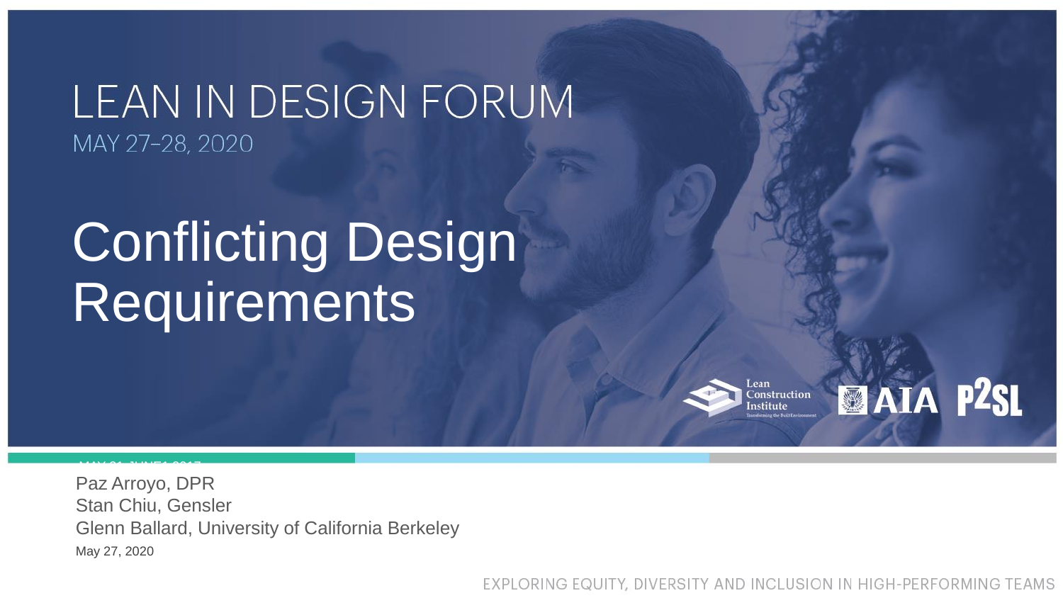LEAN IN DESIGN FORUM

MAY 27–28, 2020

# Conflicting Design Requirements

Lean Construction Institute

AIA

P2SL

Paz Arroyo, DPR
Stan Chiu, Gensler
Glenn Ballard, University of California Berkeley

May 27, 2020

EXPLORING EQUITY, DIVERSITY AND INCLUSION IN HIGH-PERFORMING TEAMS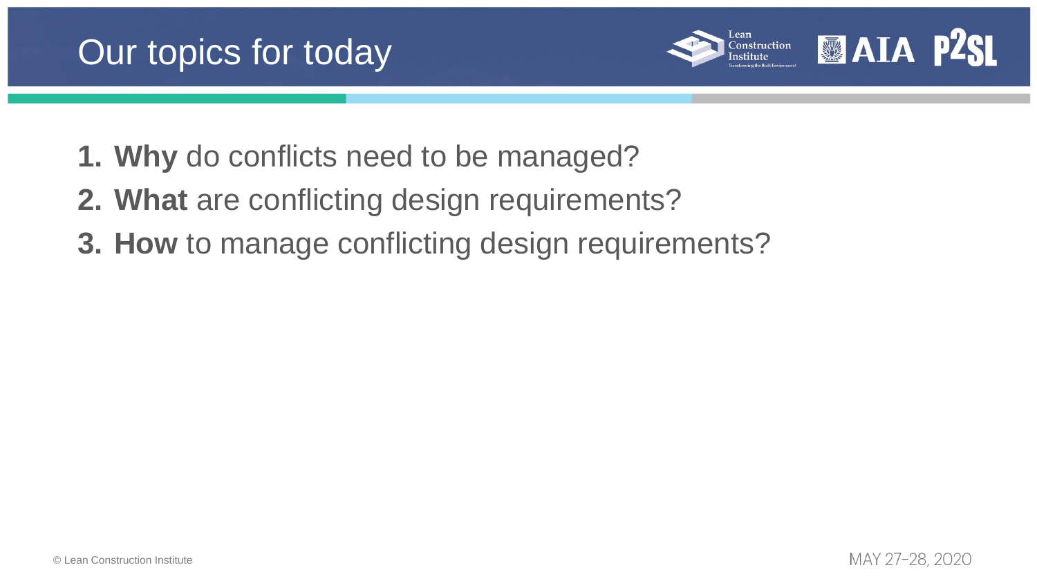# Our topics for today

1. **Why** do conflicts need to be managed?
2. **What** are conflicting design requirements?
3. **How** to manage conflicting design requirements?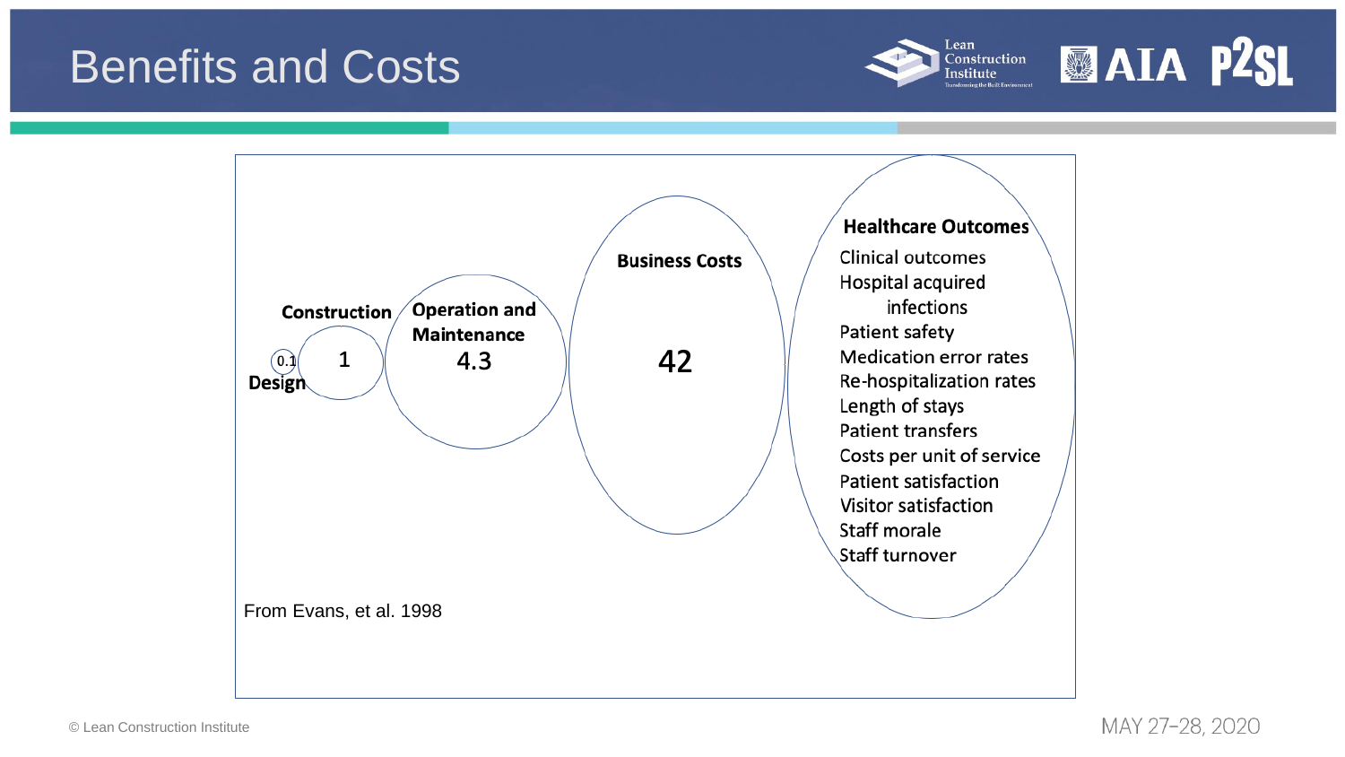# Benefits and Costs

Design 0.1

Construction 1

Operation and Maintenance 4.3

Business Costs 42

**Healthcare Outcomes**

- Clinical outcomes
- Hospital acquired infections
- Patient safety
- Medication error rates
- Re-hospitalization rates
- Length of stays
- Patient transfers
- Costs per unit of service
- Patient satisfaction
- Visitor satisfaction
- Staff morale
- Staff turnover

From Evans, et al. 1998

© Lean Construction Institute

MAY 27-28, 2020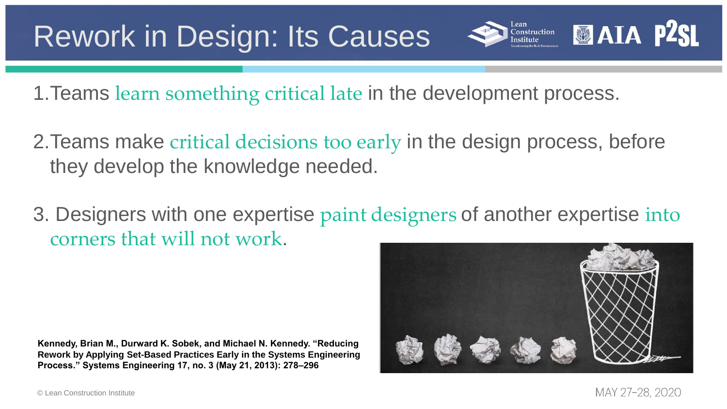# Rework in Design: Its Causes

1. Teams learn something critical late in the development process.

2. Teams make critical decisions too early in the design process, before they develop the knowledge needed.

3. Designers with one expertise paint designers of another expertise into corners that will not work.

**Kennedy, Brian M., Durward K. Sobek, and Michael N. Kennedy. "Reducing Rework by Applying Set-Based Practices Early in the Systems Engineering Process." Systems Engineering 17, no. 3 (May 21, 2013): 278–296**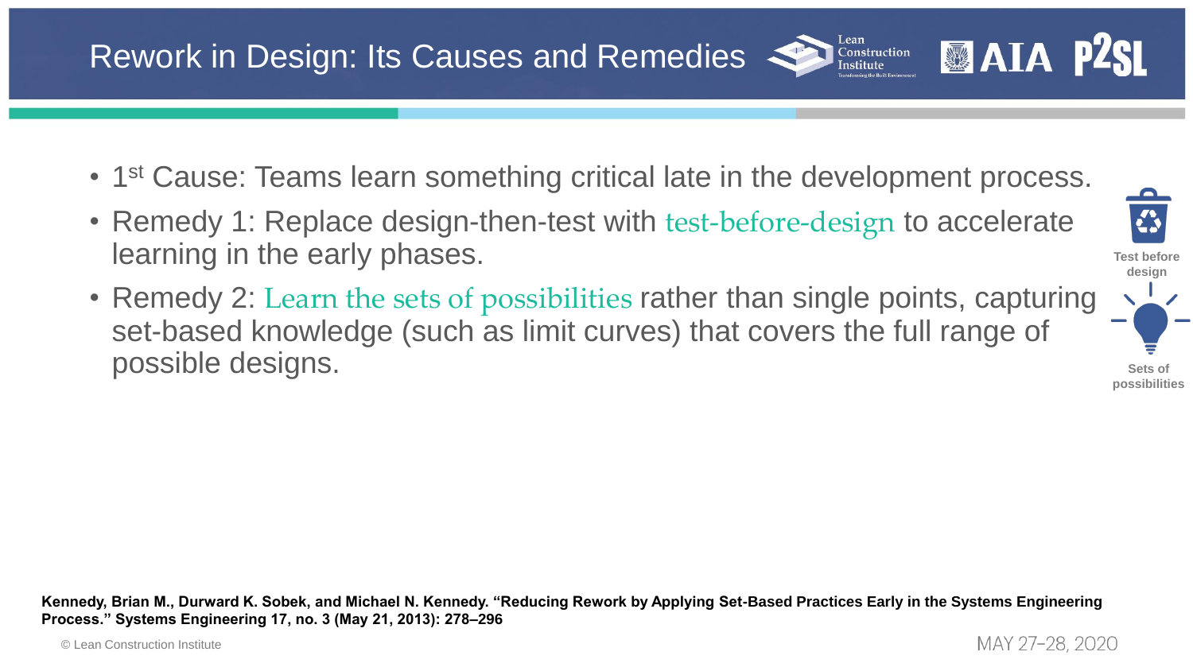# Rework in Design: Its Causes and Remedies

- 1st Cause: Teams learn something critical late in the development process.
- Remedy 1: Replace design-then-test with test-before-design to accelerate learning in the early phases.
- Remedy 2: Learn the sets of possibilities rather than single points, capturing set-based knowledge (such as limit curves) that covers the full range of possible designs.

Test before design

Sets of possibilities

**Kennedy, Brian M., Durward K. Sobek, and Michael N. Kennedy. "Reducing Rework by Applying Set-Based Practices Early in the Systems Engineering Process." Systems Engineering 17, no. 3 (May 21, 2013): 278–296**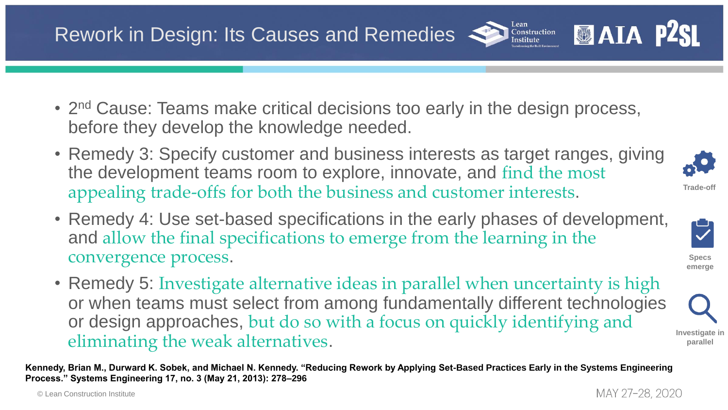# Rework in Design: Its Causes and Remedies

- 2nd Cause: Teams make critical decisions too early in the design process, before they develop the knowledge needed.
- Remedy 3: Specify customer and business interests as target ranges, giving the development teams room to explore, innovate, and find the most appealing trade-offs for both the business and customer interests.
- Remedy 4: Use set-based specifications in the early phases of development, and allow the final specifications to emerge from the learning in the convergence process.
- Remedy 5: Investigate alternative ideas in parallel when uncertainty is high or when teams must select from among fundamentally different technologies or design approaches, but do so with a focus on quickly identifying and eliminating the weak alternatives.

Trade-off

Specs emerge

Investigate in parallel

**Kennedy, Brian M., Durward K. Sobek, and Michael N. Kennedy. "Reducing Rework by Applying Set-Based Practices Early in the Systems Engineering Process." Systems Engineering 17, no. 3 (May 21, 2013): 278–296**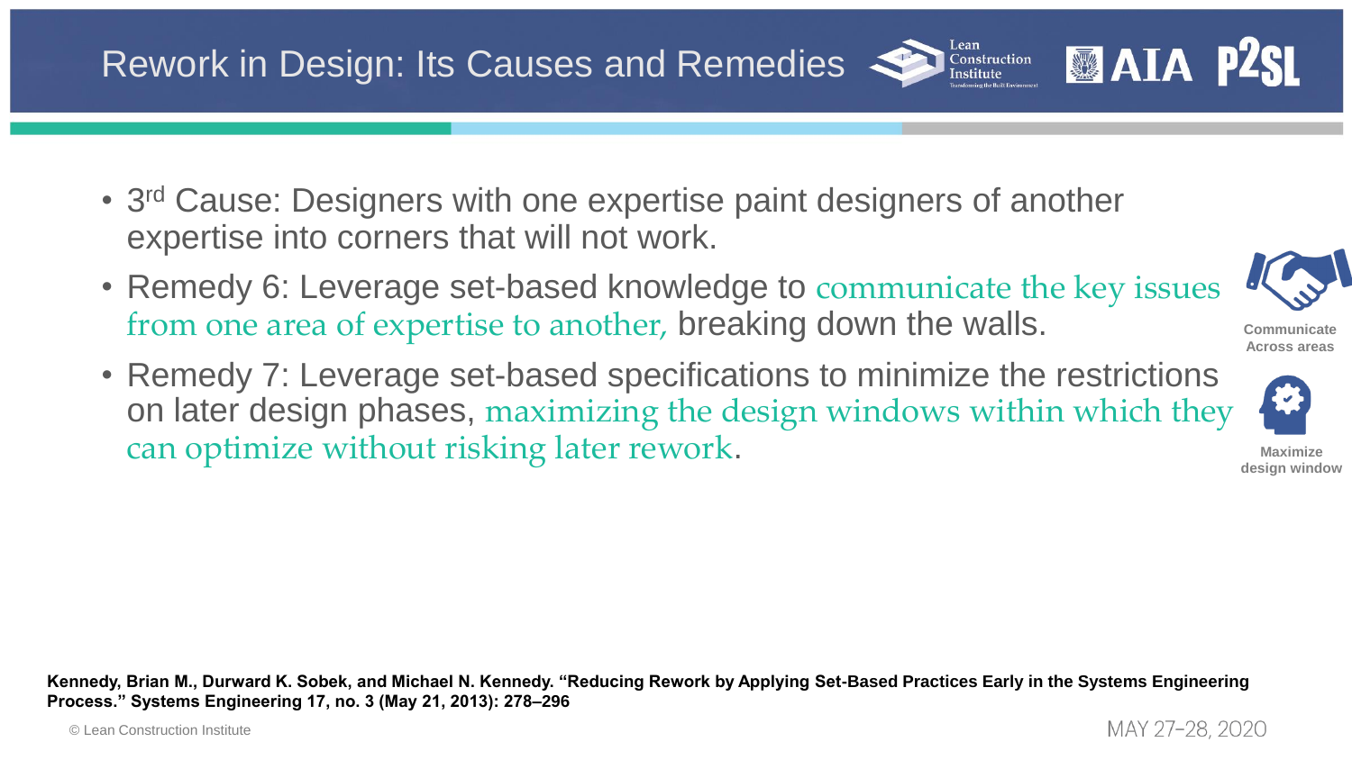# Rework in Design: Its Causes and Remedies

- 3rd Cause: Designers with one expertise paint designers of another expertise into corners that will not work.
- Remedy 6: Leverage set-based knowledge to communicate the key issues from one area of expertise to another, breaking down the walls.
- Remedy 7: Leverage set-based specifications to minimize the restrictions on later design phases, maximizing the design windows within which they can optimize without risking later rework.

Communicate Across areas

Maximize design window

**Kennedy, Brian M., Durward K. Sobek, and Michael N. Kennedy. "Reducing Rework by Applying Set-Based Practices Early in the Systems Engineering Process." Systems Engineering 17, no. 3 (May 21, 2013): 278–296**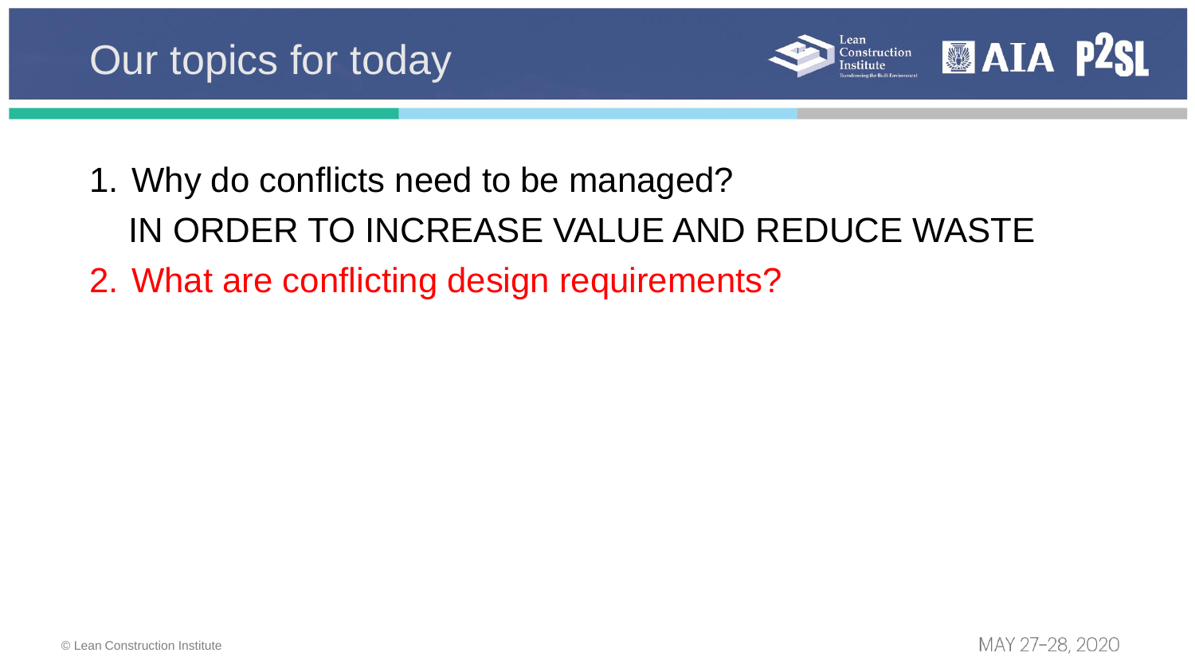# Our topics for today

1. Why do conflicts need to be managed?

   IN ORDER TO INCREASE VALUE AND REDUCE WASTE

2. What are conflicting design requirements?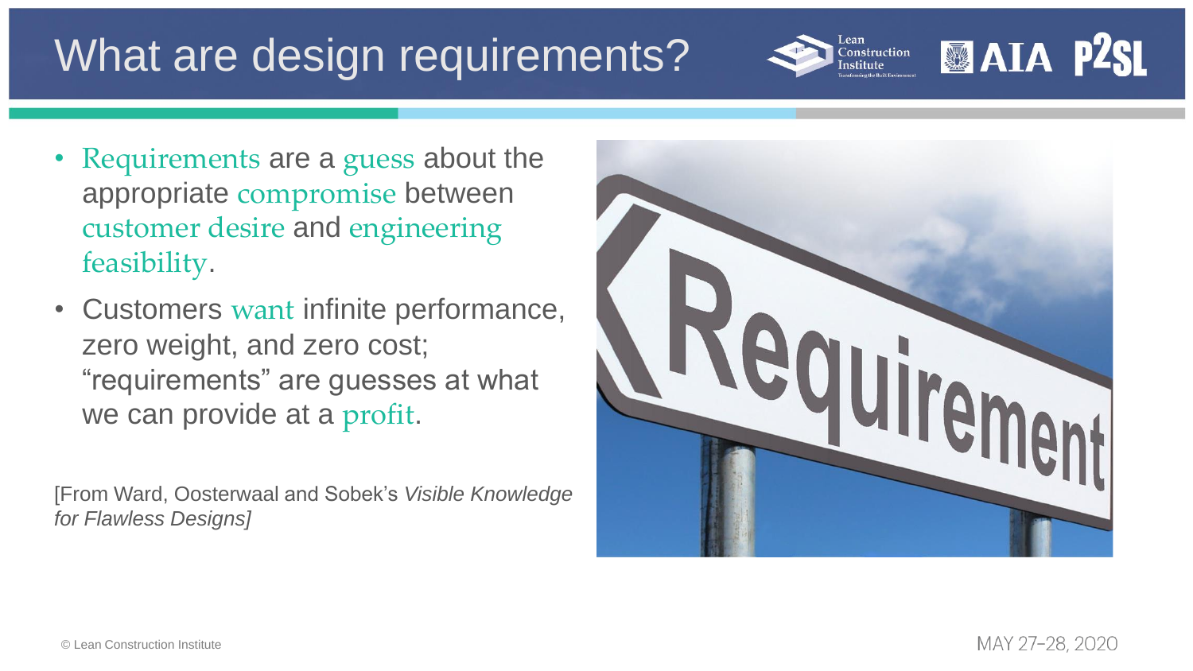# What are design requirements?

- Requirements are a guess about the appropriate compromise between customer desire and engineering feasibility.
- Customers want infinite performance, zero weight, and zero cost; "requirements" are guesses at what we can provide at a profit.

[From Ward, Oosterwaal and Sobek's *Visible Knowledge for Flawless Designs]*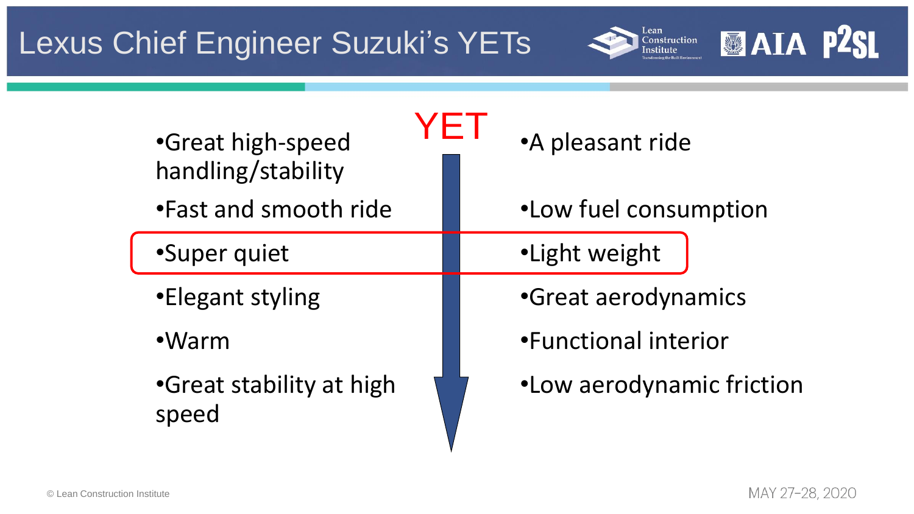# Lexus Chief Engineer Suzuki's YETs

| | YET | |
|---|---|---|
| Great high-speed handling/stability | | A pleasant ride |
| Fast and smooth ride | | Low fuel consumption |
| Super quiet | | Light weight |
| Elegant styling | | Great aerodynamics |
| Warm | | Functional interior |
| Great stability at high speed | | Low aerodynamic friction |

© Lean Construction Institute

MAY 27–28, 2020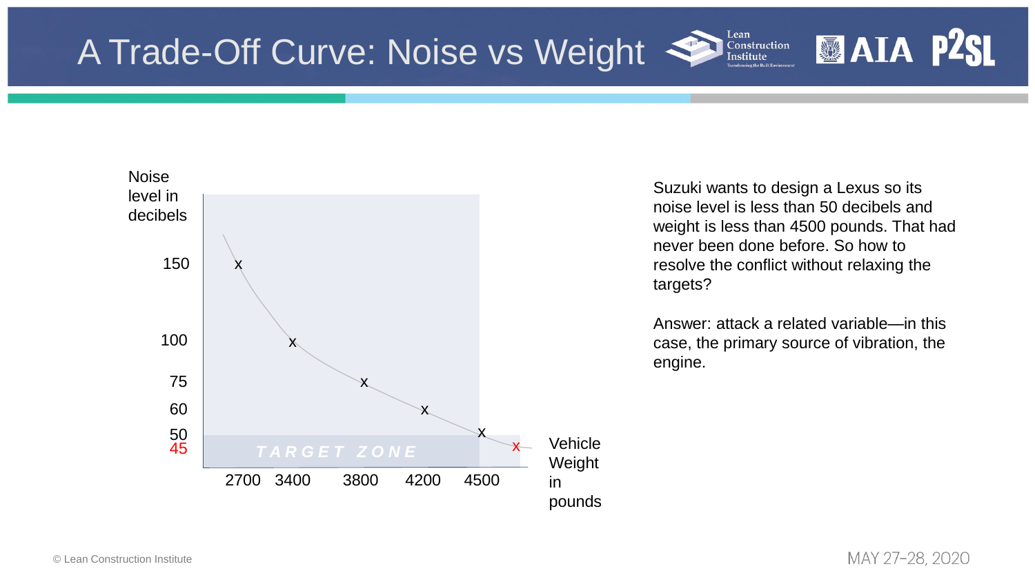# A Trade-Off Curve: Noise vs Weight

Noise level in decibels

150

100

75

60

50

45

TARGET ZONE

2700 3400 3800 4200 4500

Vehicle Weight in pounds

Suzuki wants to design a Lexus so its noise level is less than 50 decibels and weight is less than 4500 pounds. That had never been done before. So how to resolve the conflict without relaxing the targets?

Answer: attack a related variable—in this case, the primary source of vibration, the engine.

© Lean Construction Institute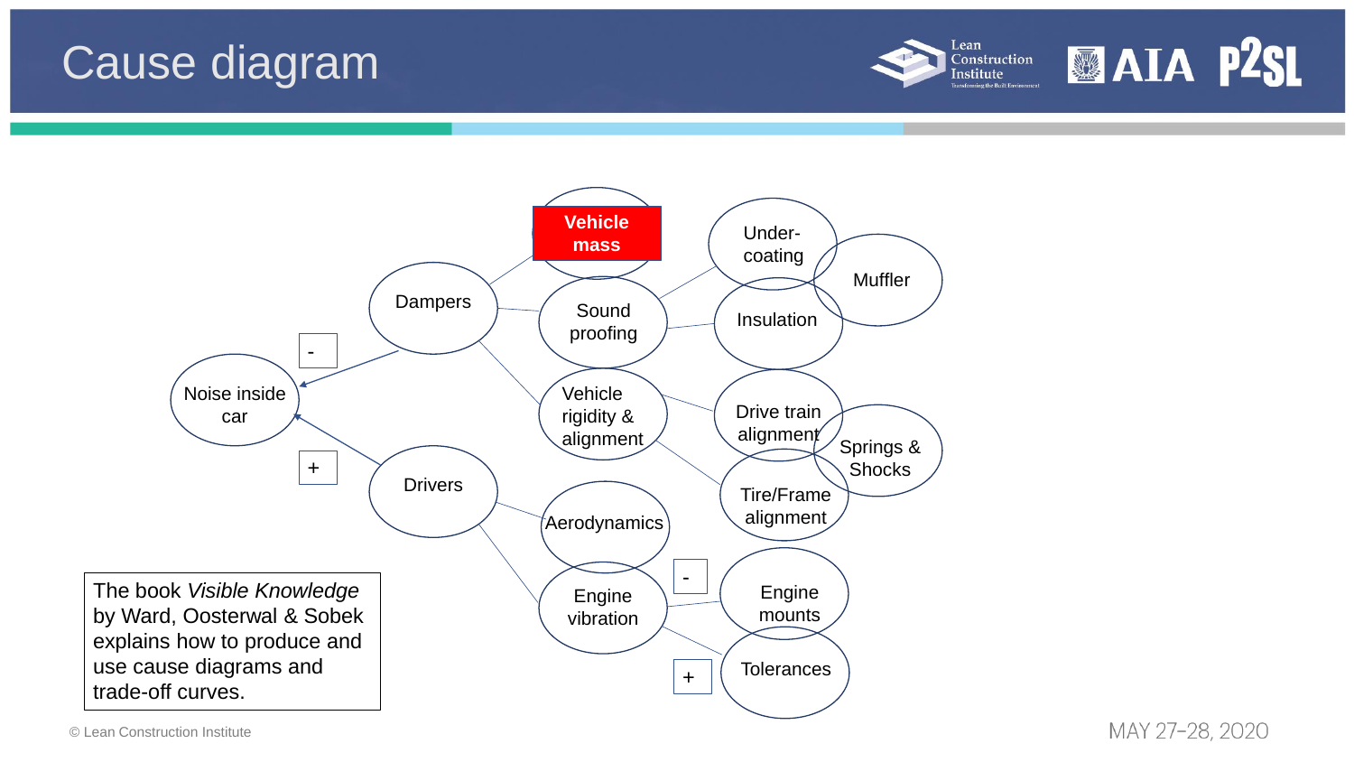# Cause diagram

Noise inside car

- Dampers
  - Vehicle mass
  - Sound proofing
    - Under-coating
    - Insulation
    - Muffler
  - Vehicle rigidity & alignment
    - Drive train alignment
    - Tire/Frame alignment
    - Springs & Shocks
- +
- Drivers
  - Aerodynamics
  - Engine vibration
    - -
    - Engine mounts
    - +
    - Tolerances

The book *Visible Knowledge* by Ward, Oosterwal & Sobek explains how to produce and use cause diagrams and trade-off curves.

© Lean Construction Institute

MAY 27-28, 2020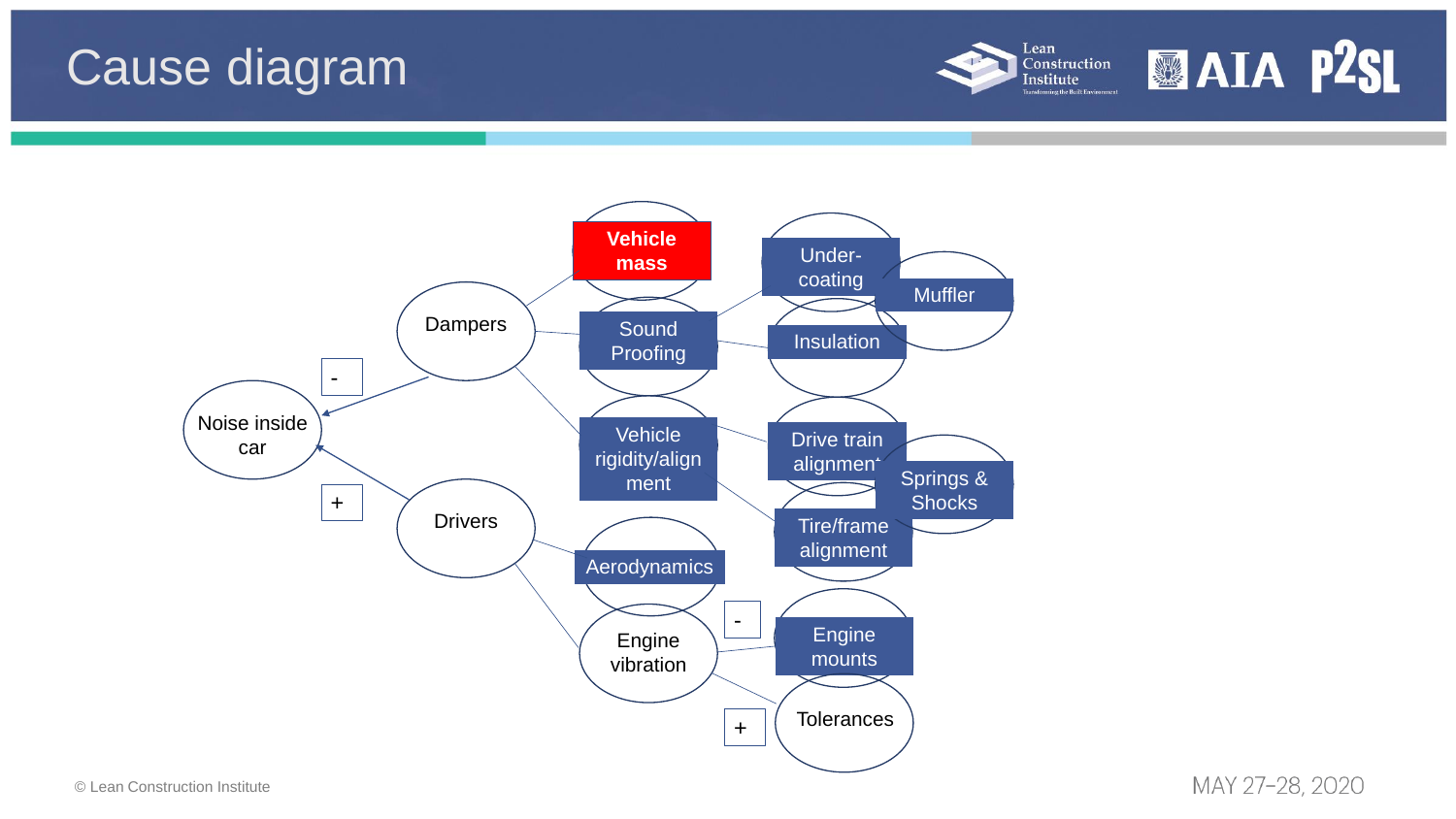# Cause diagram

Noise inside car

-

+

Dampers

Drivers

Vehicle mass

Sound Proofing

Vehicle rigidity/alignment

Under-coating

Muffler

Insulation

Drive train alignment

Springs & Shocks

Tire/frame alignment

Aerodynamics

Engine vibration

-

+

Engine mounts

Tolerances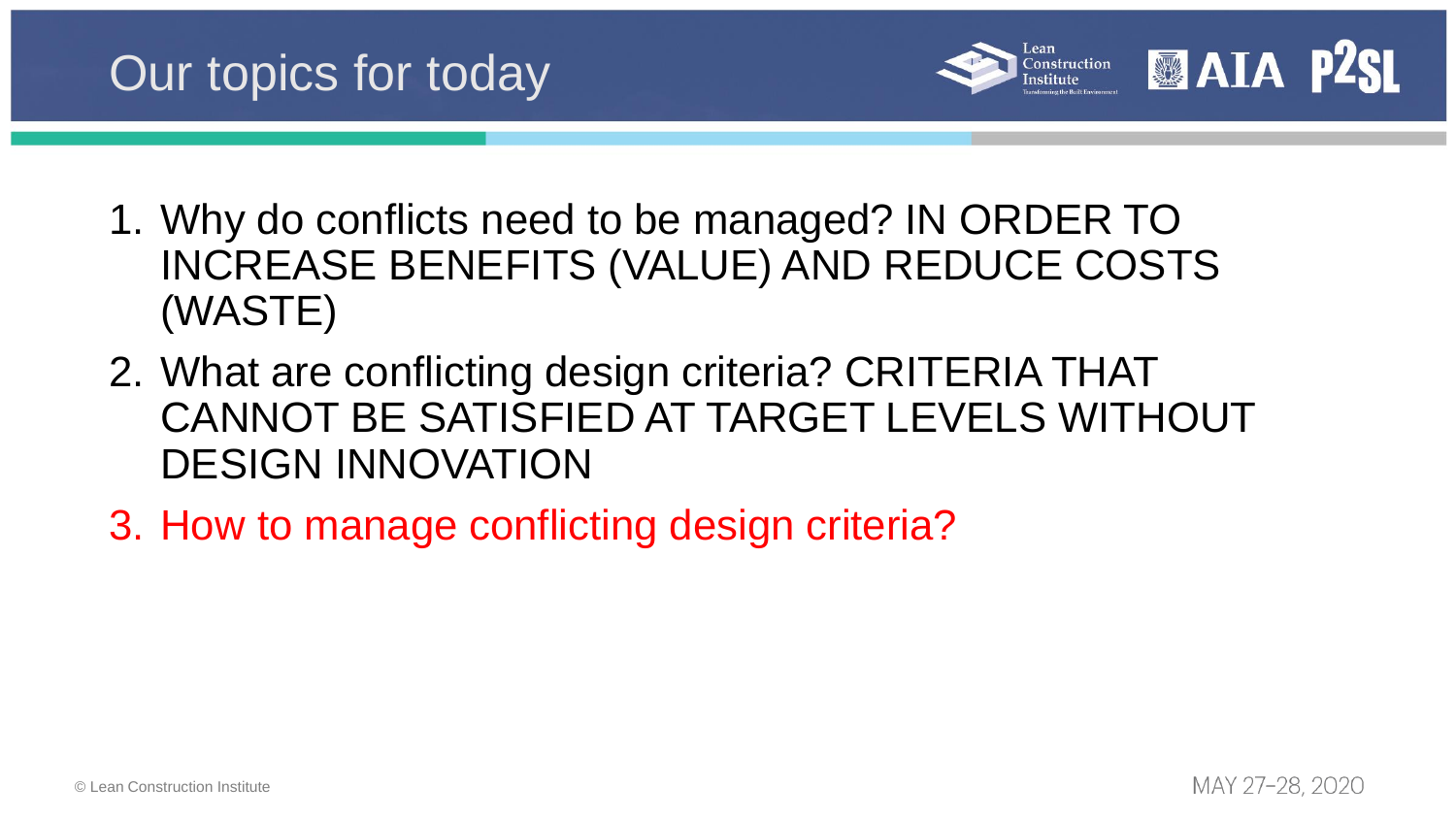# Our topics for today

1. Why do conflicts need to be managed? IN ORDER TO INCREASE BENEFITS (VALUE) AND REDUCE COSTS (WASTE)
2. What are conflicting design criteria? CRITERIA THAT CANNOT BE SATISFIED AT TARGET LEVELS WITHOUT DESIGN INNOVATION
3. How to manage conflicting design criteria?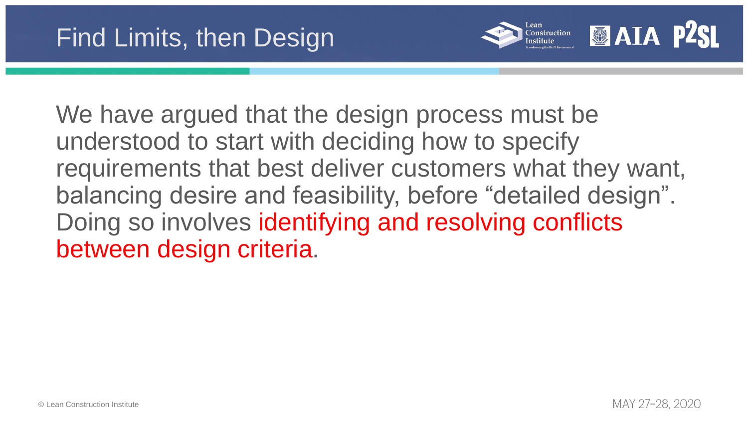# Find Limits, then Design

We have argued that the design process must be understood to start with deciding how to specify requirements that best deliver customers what they want, balancing desire and feasibility, before "detailed design". Doing so involves identifying and resolving conflicts between design criteria.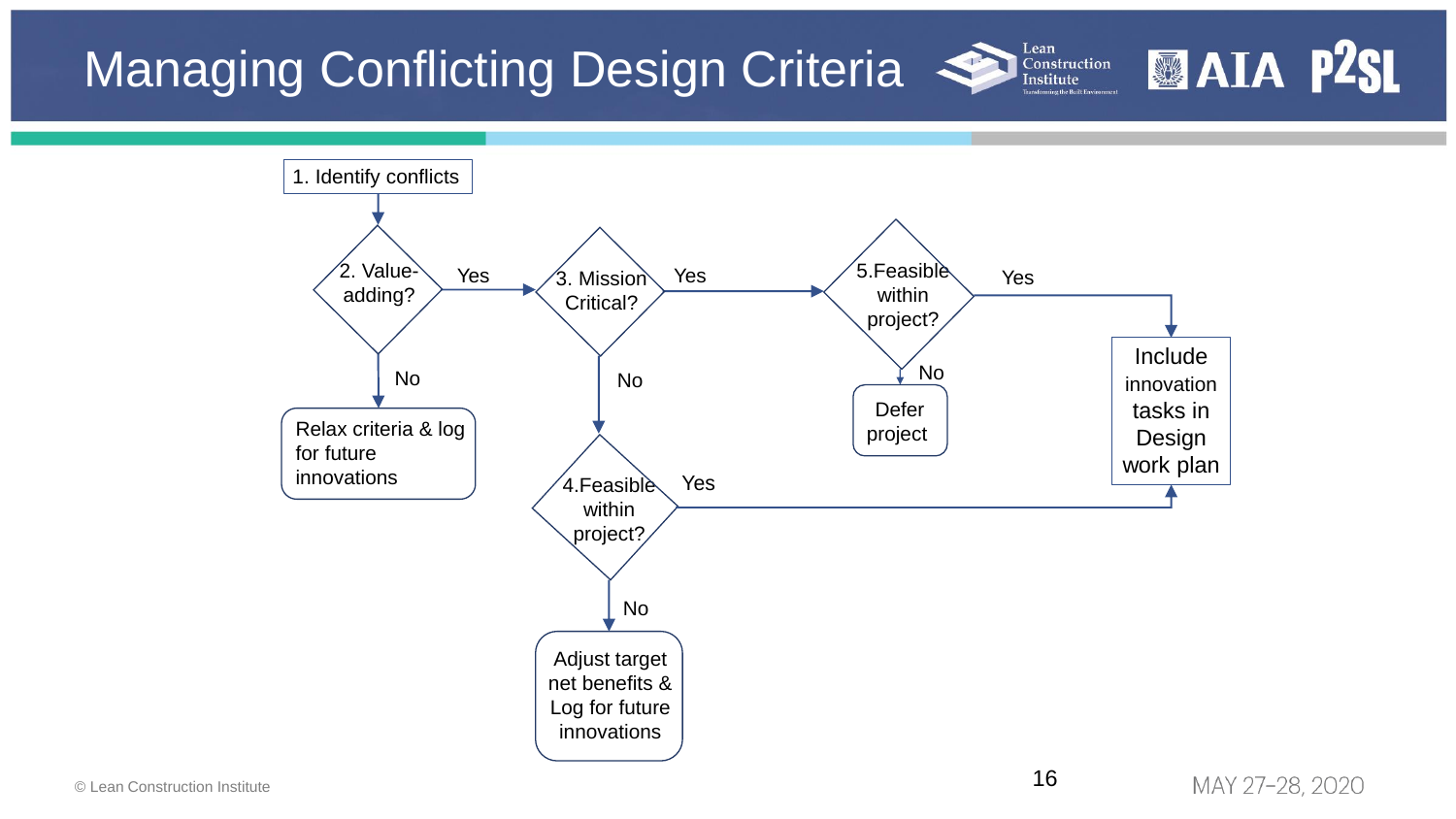# Managing Conflicting Design Criteria

1. Identify conflicts
2. Value-adding?
   - No → Relax criteria & log for future innovations
   - Yes → 3. Mission Critical?
3. Mission Critical?
   - Yes → 5. Feasible within project?
   - No → 4. Feasible within project?
4. Feasible within project?
   - Yes → Include innovation tasks in Design work plan
   - No → Adjust target net benefits & Log for future innovations
5. Feasible within project?
   - Yes → Include innovation tasks in Design work plan
   - No → Defer project

© Lean Construction Institute

MAY 27–28, 2020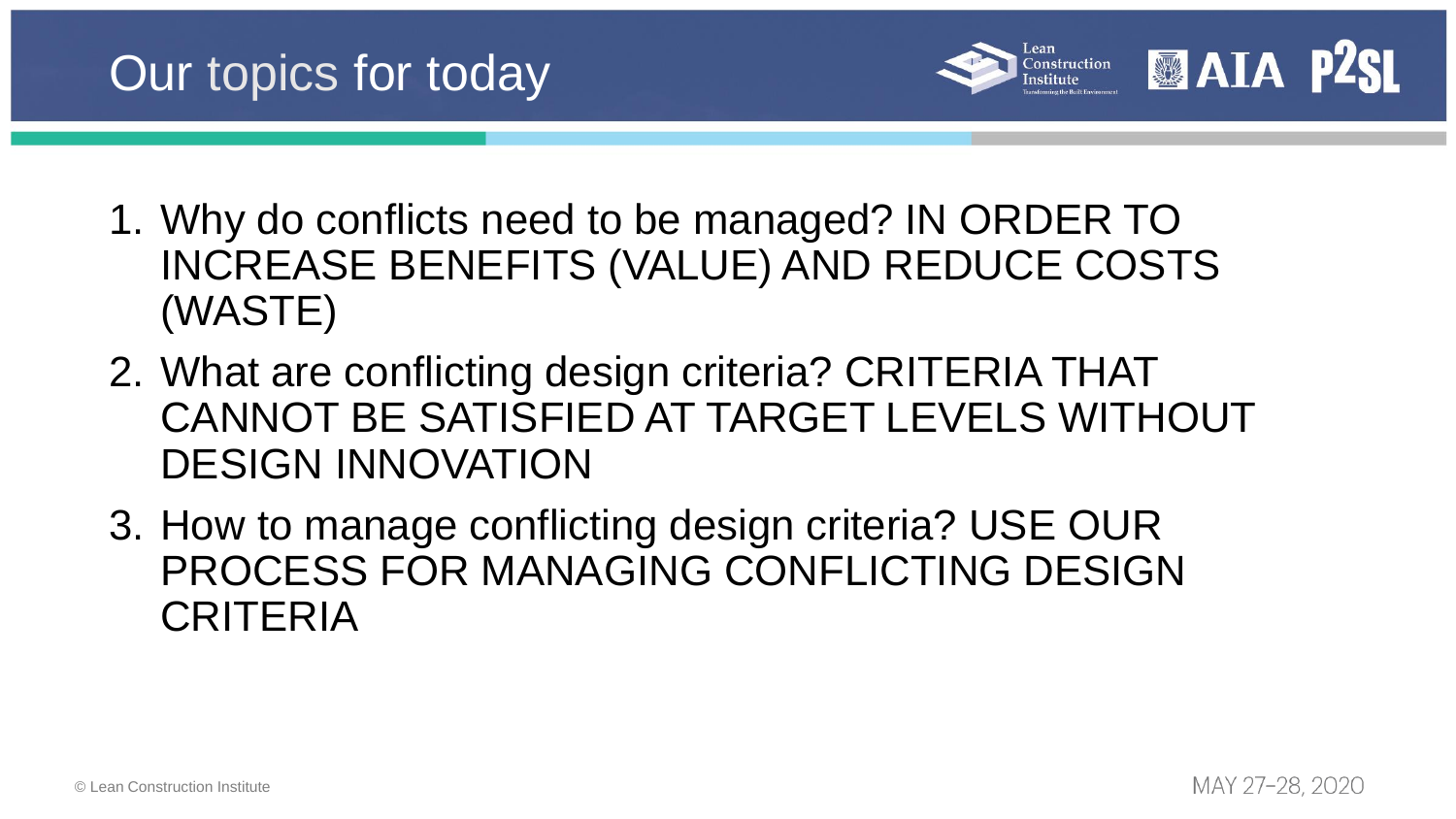# Our topics for today

1. Why do conflicts need to be managed? IN ORDER TO INCREASE BENEFITS (VALUE) AND REDUCE COSTS (WASTE)
2. What are conflicting design criteria? CRITERIA THAT CANNOT BE SATISFIED AT TARGET LEVELS WITHOUT DESIGN INNOVATION
3. How to manage conflicting design criteria? USE OUR PROCESS FOR MANAGING CONFLICTING DESIGN CRITERIA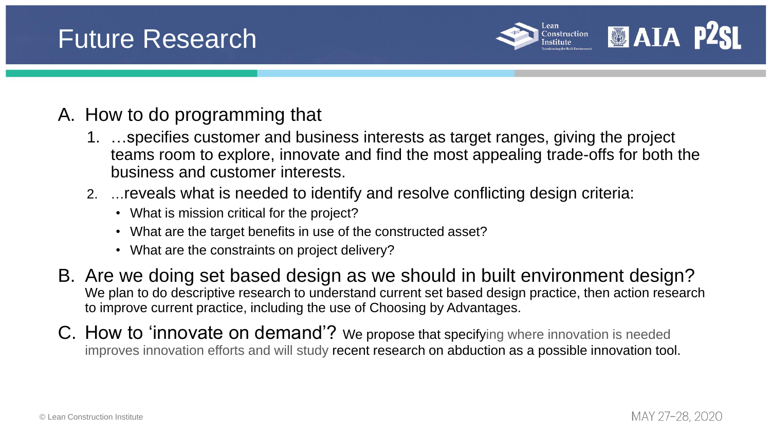# Future Research

A. How to do programming that

   1. …specifies customer and business interests as target ranges, giving the project teams room to explore, innovate and find the most appealing trade-offs for both the business and customer interests.
   2. …reveals what is needed to identify and resolve conflicting design criteria:
      - What is mission critical for the project?
      - What are the target benefits in use of the constructed asset?
      - What are the constraints on project delivery?

B. Are we doing set based design as we should in built environment design?
   We plan to do descriptive research to understand current set based design practice, then action research to improve current practice, including the use of Choosing by Advantages.

C. How to 'innovate on demand'? We propose that specifying where innovation is needed improves innovation efforts and will study recent research on abduction as a possible innovation tool.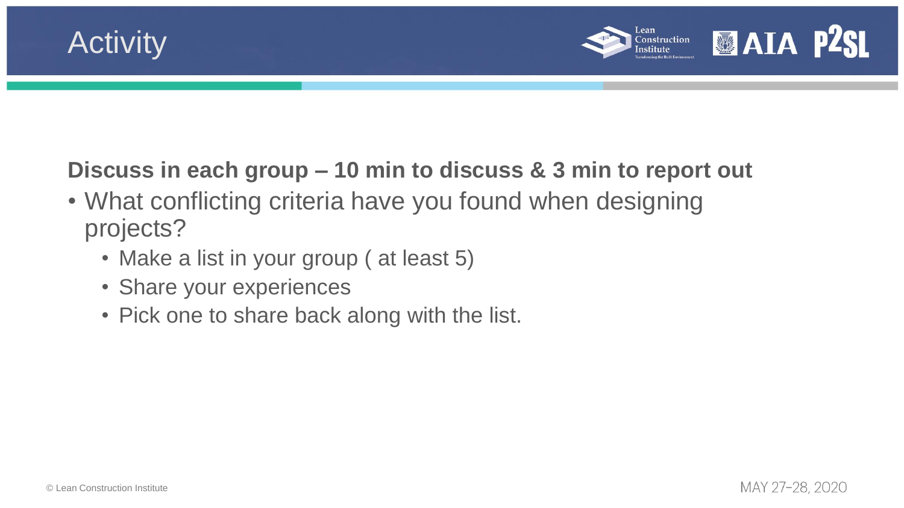# Activity

**Discuss in each group – 10 min to discuss & 3 min to report out**

- What conflicting criteria have you found when designing projects?
  - Make a list in your group ( at least 5)
  - Share your experiences
  - Pick one to share back along with the list.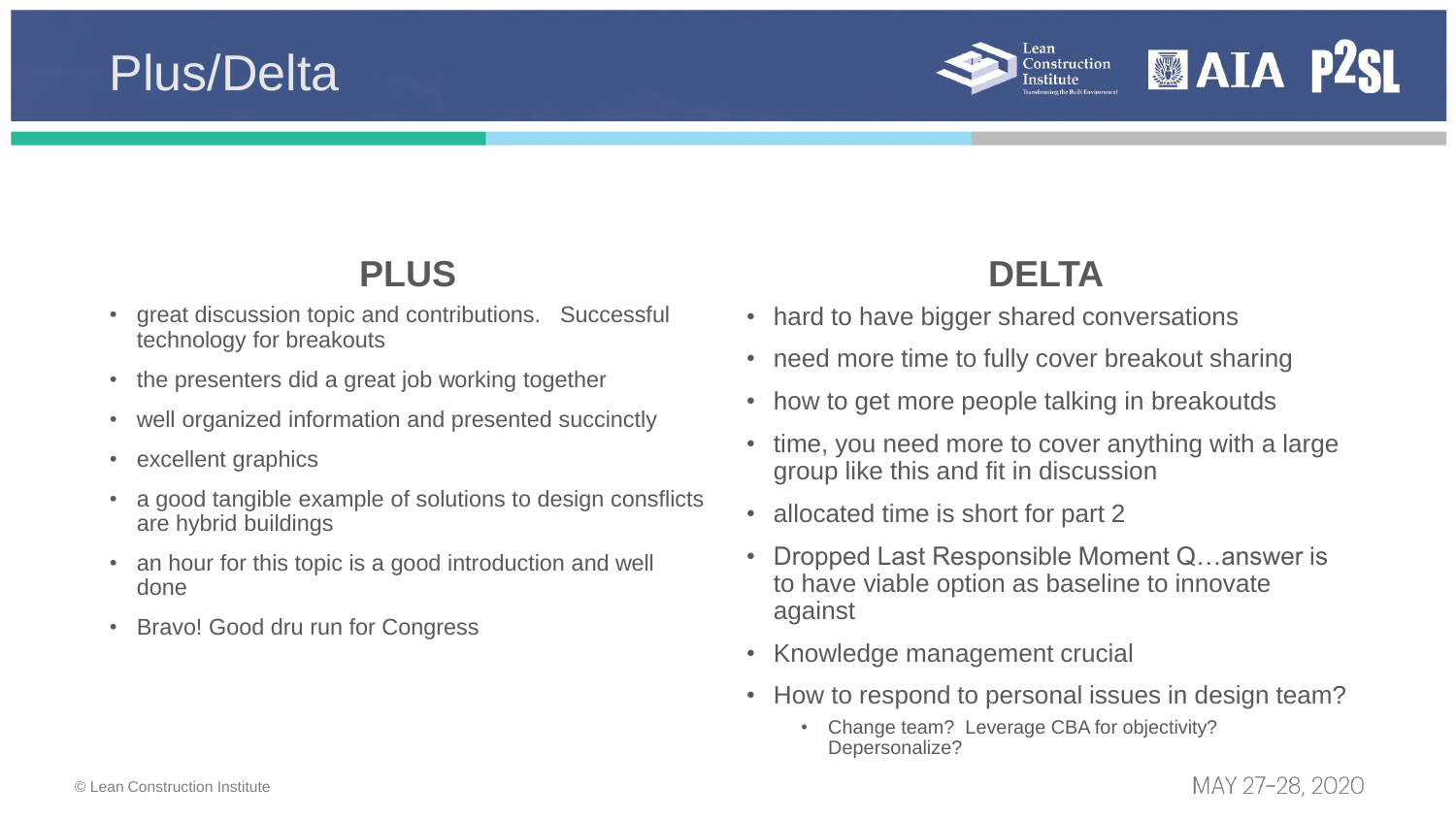# Plus/Delta

## PLUS

- great discussion topic and contributions.   Successful technology for breakouts
- the presenters did a great job working together
- well organized information and presented succinctly
- excellent graphics
- a good tangible example of solutions to design consflicts are hybrid buildings
- an hour for this topic is a good introduction and well done
- Bravo! Good dru run for Congress

## DELTA

- hard to have bigger shared conversations
- need more time to fully cover breakout sharing
- how to get more people talking in breakoutds
- time, you need more to cover anything with a large group like this and fit in discussion
- allocated time is short for part 2
- Dropped Last Responsible Moment Q…answer is to have viable option as baseline to innovate against
- Knowledge management crucial
- How to respond to personal issues in design team?
  - Change team?  Leverage CBA for objectivity? Depersonalize?

© Lean Construction Institute

MAY 27-28, 2020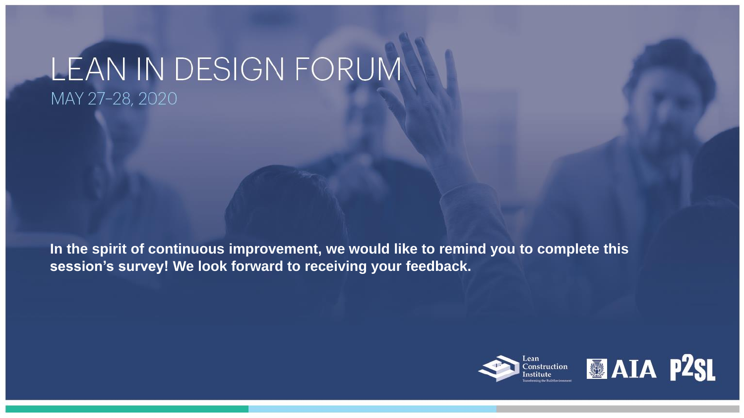# LEAN IN DESIGN FORUM

MAY 27-28, 2020

**In the spirit of continuous improvement, we would like to remind you to complete this session's survey! We look forward to receiving your feedback.**

Lean Construction Institute
Transforming the Built Environment

AIA

P2SL